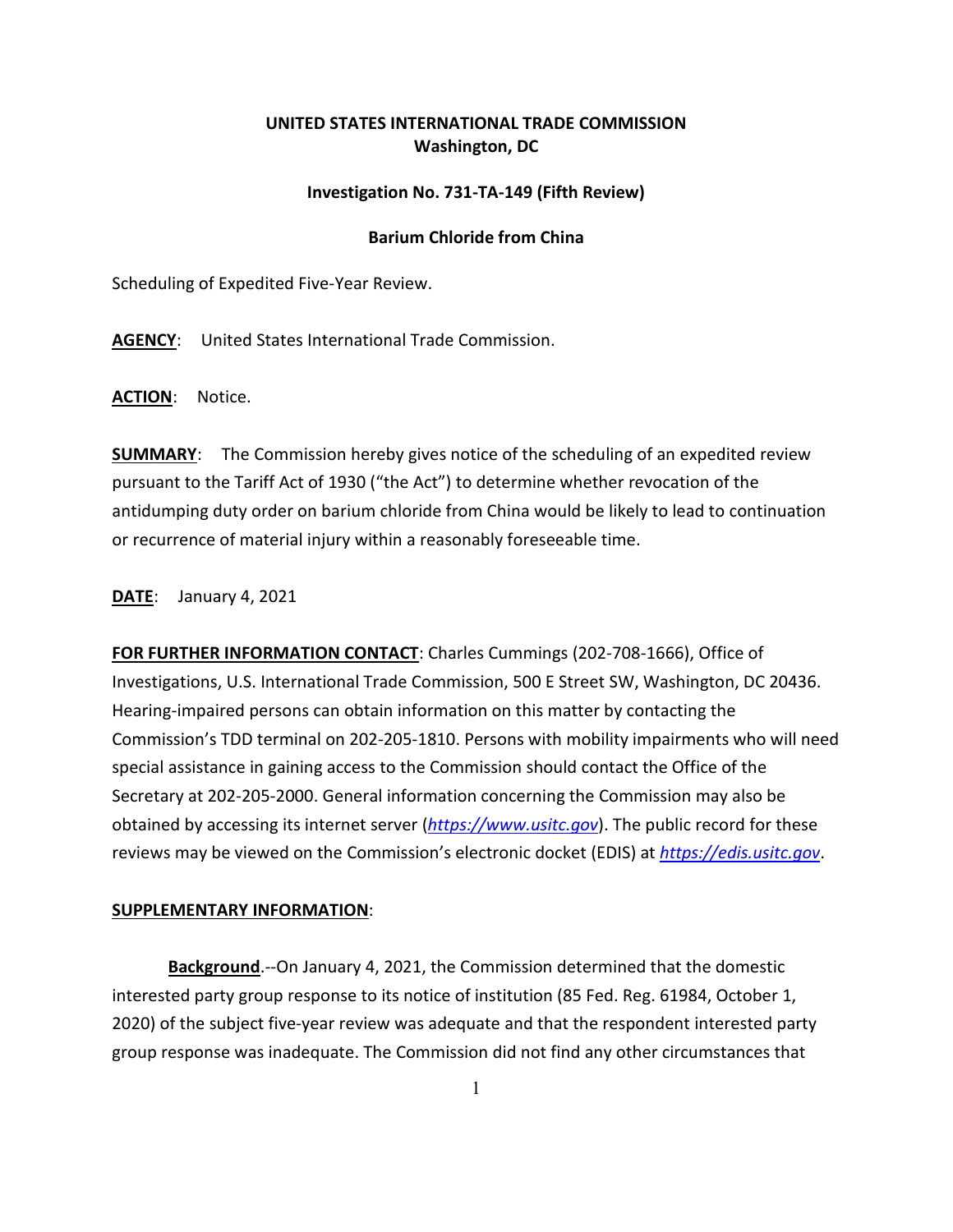**UNITED STATES INTERNATIONAL TRADE COMMISSION**
**Washington, DC**

**Investigation No. 731-TA-149 (Fifth Review)**

**Barium Chloride from China**

Scheduling of Expedited Five-Year Review.

**AGENCY**: United States International Trade Commission.

**ACTION**: Notice.

**SUMMARY**: The Commission hereby gives notice of the scheduling of an expedited review pursuant to the Tariff Act of 1930 ("the Act") to determine whether revocation of the antidumping duty order on barium chloride from China would be likely to lead to continuation or recurrence of material injury within a reasonably foreseeable time.

**DATE**: January 4, 2021

**FOR FURTHER INFORMATION CONTACT**: Charles Cummings (202-708-1666), Office of Investigations, U.S. International Trade Commission, 500 E Street SW, Washington, DC 20436. Hearing-impaired persons can obtain information on this matter by contacting the Commission's TDD terminal on 202-205-1810. Persons with mobility impairments who will need special assistance in gaining access to the Commission should contact the Office of the Secretary at 202-205-2000. General information concerning the Commission may also be obtained by accessing its internet server (*https://www.usitc.gov*). The public record for these reviews may be viewed on the Commission's electronic docket (EDIS) at *https://edis.usitc.gov*.

**SUPPLEMENTARY INFORMATION**:

**Background**.--On January 4, 2021, the Commission determined that the domestic interested party group response to its notice of institution (85 Fed. Reg. 61984, October 1, 2020) of the subject five-year review was adequate and that the respondent interested party group response was inadequate. The Commission did not find any other circumstances that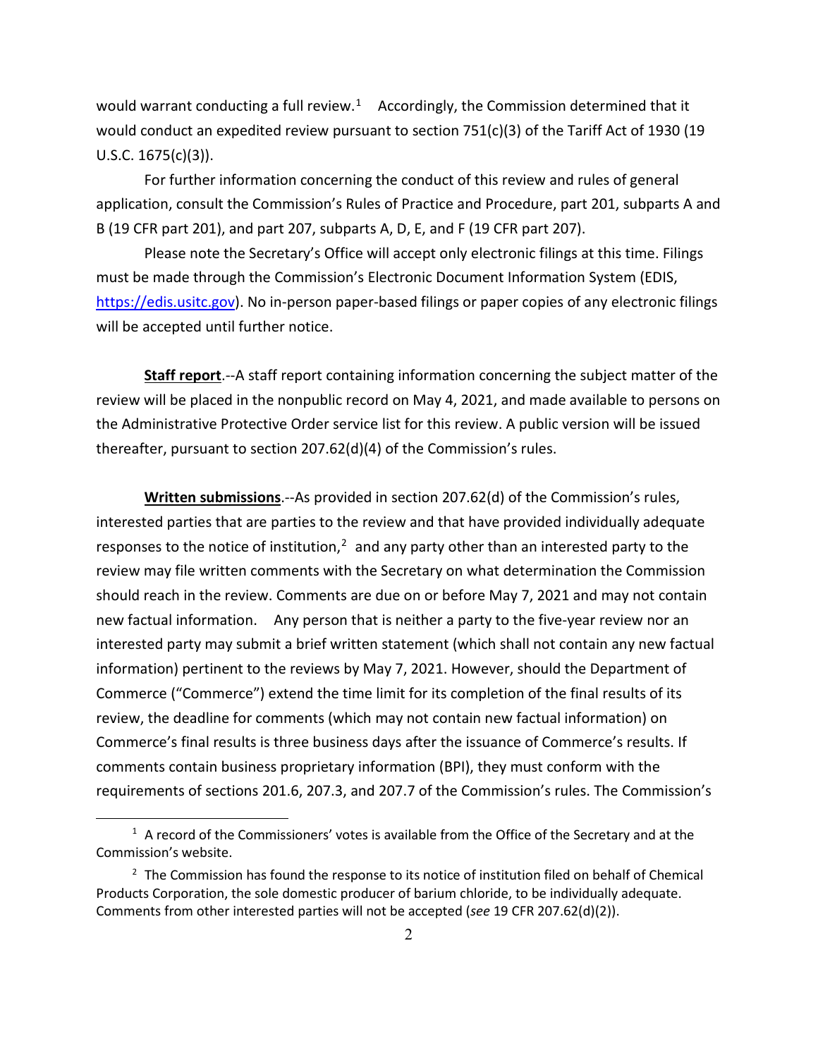would warrant conducting a full review.[1] Accordingly, the Commission determined that it would conduct an expedited review pursuant to section 751(c)(3) of the Tariff Act of 1930 (19 U.S.C. 1675(c)(3)).

For further information concerning the conduct of this review and rules of general application, consult the Commission's Rules of Practice and Procedure, part 201, subparts A and B (19 CFR part 201), and part 207, subparts A, D, E, and F (19 CFR part 207).

Please note the Secretary's Office will accept only electronic filings at this time. Filings must be made through the Commission's Electronic Document Information System (EDIS, https://edis.usitc.gov). No in-person paper-based filings or paper copies of any electronic filings will be accepted until further notice.

**Staff report**.--A staff report containing information concerning the subject matter of the review will be placed in the nonpublic record on May 4, 2021, and made available to persons on the Administrative Protective Order service list for this review. A public version will be issued thereafter, pursuant to section 207.62(d)(4) of the Commission's rules.

**Written submissions**.--As provided in section 207.62(d) of the Commission's rules, interested parties that are parties to the review and that have provided individually adequate responses to the notice of institution,[2] and any party other than an interested party to the review may file written comments with the Secretary on what determination the Commission should reach in the review. Comments are due on or before May 7, 2021 and may not contain new factual information. Any person that is neither a party to the five-year review nor an interested party may submit a brief written statement (which shall not contain any new factual information) pertinent to the reviews by May 7, 2021. However, should the Department of Commerce ("Commerce") extend the time limit for its completion of the final results of its review, the deadline for comments (which may not contain new factual information) on Commerce's final results is three business days after the issuance of Commerce's results. If comments contain business proprietary information (BPI), they must conform with the requirements of sections 201.6, 207.3, and 207.7 of the Commission's rules. The Commission's

[1] A record of the Commissioners' votes is available from the Office of the Secretary and at the Commission's website.

[2] The Commission has found the response to its notice of institution filed on behalf of Chemical Products Corporation, the sole domestic producer of barium chloride, to be individually adequate. Comments from other interested parties will not be accepted (*see* 19 CFR 207.62(d)(2)).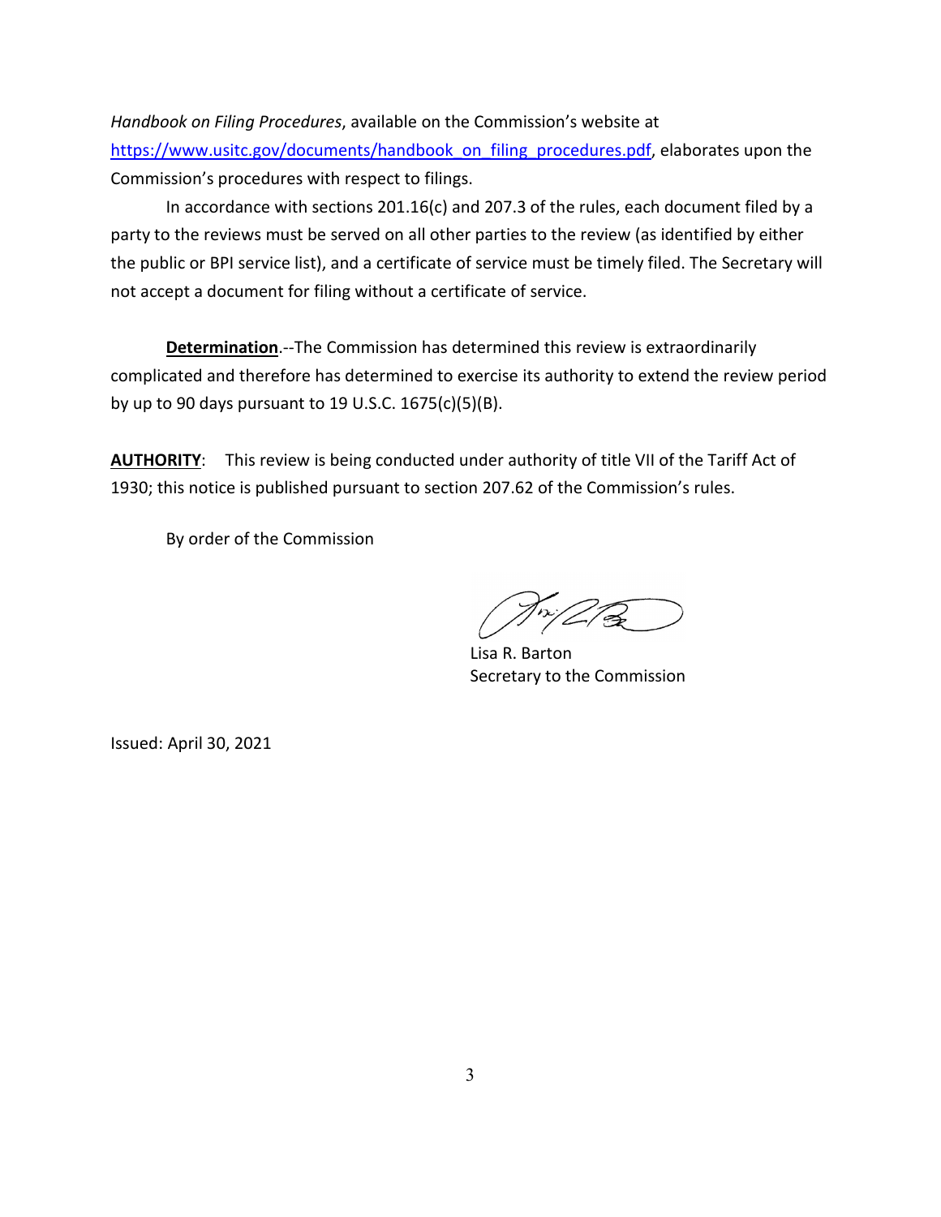*Handbook on Filing Procedures*, available on the Commission's website at https://www.usitc.gov/documents/handbook_on_filing_procedures.pdf, elaborates upon the Commission's procedures with respect to filings.

In accordance with sections 201.16(c) and 207.3 of the rules, each document filed by a party to the reviews must be served on all other parties to the review (as identified by either the public or BPI service list), and a certificate of service must be timely filed. The Secretary will not accept a document for filing without a certificate of service.

**Determination**.--The Commission has determined this review is extraordinarily complicated and therefore has determined to exercise its authority to extend the review period by up to 90 days pursuant to 19 U.S.C. 1675(c)(5)(B).

**AUTHORITY**: This review is being conducted under authority of title VII of the Tariff Act of 1930; this notice is published pursuant to section 207.62 of the Commission's rules.

By order of the Commission

Lisa R. Barton
Secretary to the Commission

Issued: April 30, 2021